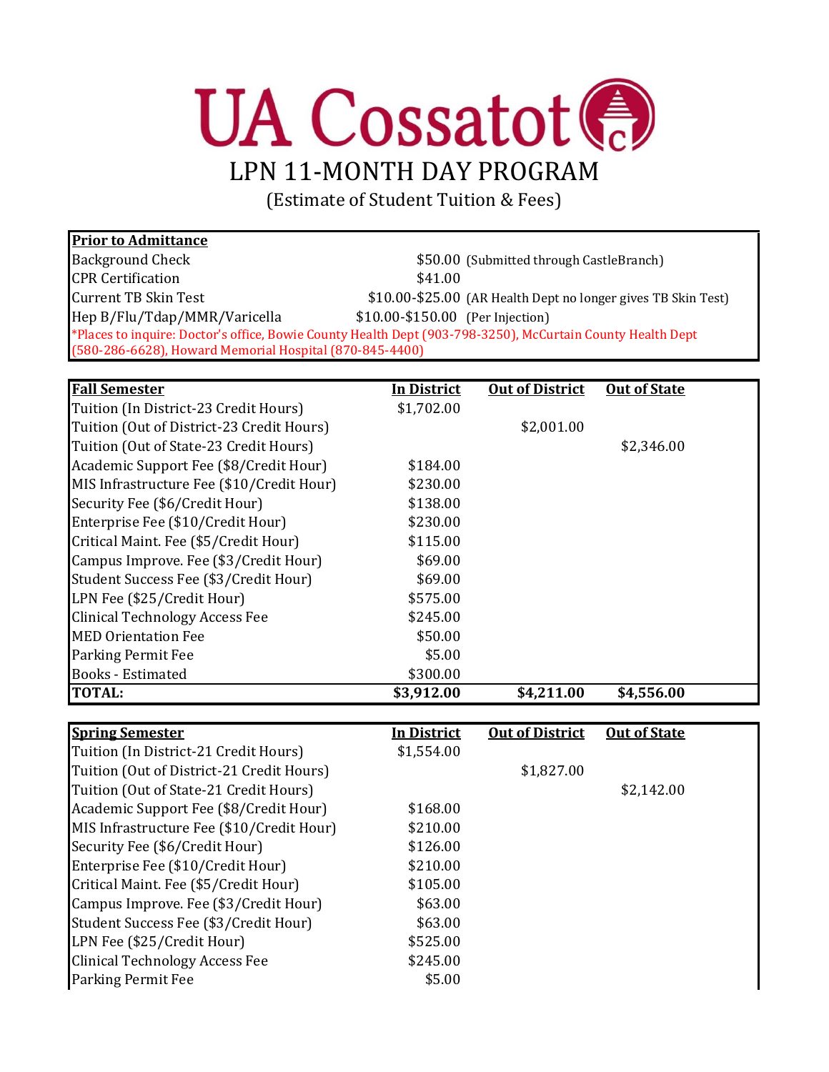# UA Cossatot

## LPN 11-MONTH DAY PROGRAM

(Estimate of Student Tuition & Fees)

| **Prior to Admittance** | | |
|---|---|---|
| Background Check | $50.00 | (Submitted through CastleBranch) |
| CPR Certification | $41.00 | |
| Current TB Skin Test | $10.00-$25.00 | (AR Health Dept no longer gives TB Skin Test) |
| Hep B/Flu/Tdap/MMR/Varicella | $10.00-$150.00 | (Per Injection) |

*Places to inquire: Doctor's office, Bowie County Health Dept (903-798-3250), McCurtain County Health Dept (580-286-6628), Howard Memorial Hospital (870-845-4400)

| **Fall Semester** | **In District** | **Out of District** | **Out of State** |
|---|---|---|---|
| Tuition (In District-23 Credit Hours) | $1,702.00 | | |
| Tuition (Out of District-23 Credit Hours) | | $2,001.00 | |
| Tuition (Out of State-23 Credit Hours) | | | $2,346.00 |
| Academic Support Fee ($8/Credit Hour) | $184.00 | | |
| MIS Infrastructure Fee ($10/Credit Hour) | $230.00 | | |
| Security Fee ($6/Credit Hour) | $138.00 | | |
| Enterprise Fee ($10/Credit Hour) | $230.00 | | |
| Critical Maint. Fee ($5/Credit Hour) | $115.00 | | |
| Campus Improve. Fee ($3/Credit Hour) | $69.00 | | |
| Student Success Fee ($3/Credit Hour) | $69.00 | | |
| LPN Fee ($25/Credit Hour) | $575.00 | | |
| Clinical Technology Access Fee | $245.00 | | |
| MED Orientation Fee | $50.00 | | |
| Parking Permit Fee | $5.00 | | |
| Books - Estimated | $300.00 | | |
| **TOTAL:** | **$3,912.00** | **$4,211.00** | **$4,556.00** |

| **Spring Semester** | **In District** | **Out of District** | **Out of State** |
|---|---|---|---|
| Tuition (In District-21 Credit Hours) | $1,554.00 | | |
| Tuition (Out of District-21 Credit Hours) | | $1,827.00 | |
| Tuition (Out of State-21 Credit Hours) | | | $2,142.00 |
| Academic Support Fee ($8/Credit Hour) | $168.00 | | |
| MIS Infrastructure Fee ($10/Credit Hour) | $210.00 | | |
| Security Fee ($6/Credit Hour) | $126.00 | | |
| Enterprise Fee ($10/Credit Hour) | $210.00 | | |
| Critical Maint. Fee ($5/Credit Hour) | $105.00 | | |
| Campus Improve. Fee ($3/Credit Hour) | $63.00 | | |
| Student Success Fee ($3/Credit Hour) | $63.00 | | |
| LPN Fee ($25/Credit Hour) | $525.00 | | |
| Clinical Technology Access Fee | $245.00 | | |
| Parking Permit Fee | $5.00 | | |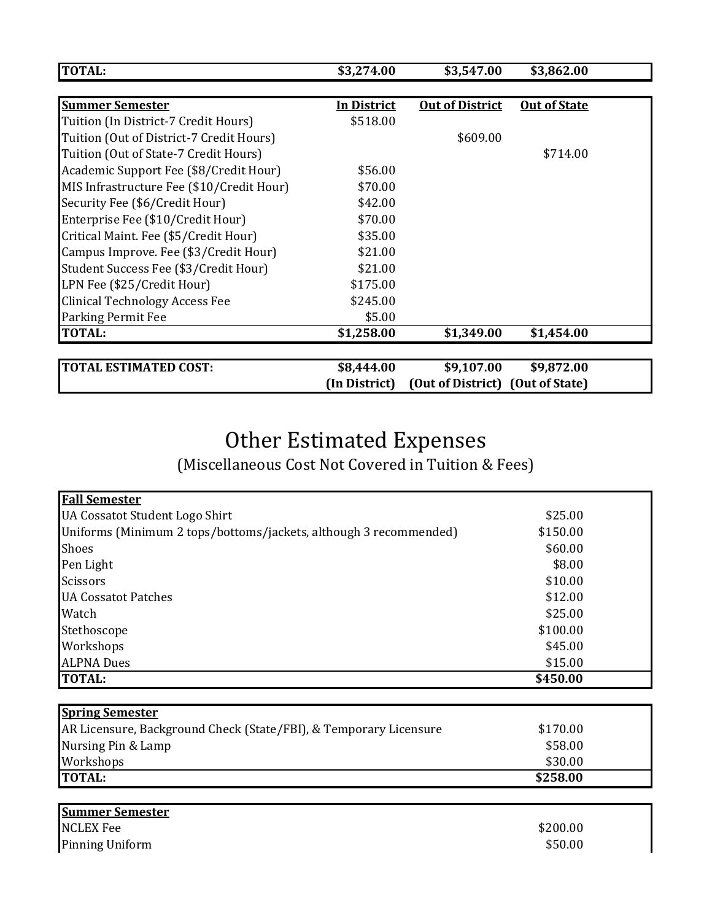| TOTAL: | $3,274.00 | $3,547.00 | $3,862.00 |
|---|---|---|---|

| Summer Semester | In District | Out of District | Out of State |
|---|---|---|---|
| Tuition (In District-7 Credit Hours) | $518.00 | | |
| Tuition (Out of District-7 Credit Hours) | | $609.00 | |
| Tuition (Out of State-7 Credit Hours) | | | $714.00 |
| Academic Support Fee ($8/Credit Hour) | $56.00 | | |
| MIS Infrastructure Fee ($10/Credit Hour) | $70.00 | | |
| Security Fee ($6/Credit Hour) | $42.00 | | |
| Enterprise Fee ($10/Credit Hour) | $70.00 | | |
| Critical Maint. Fee ($5/Credit Hour) | $35.00 | | |
| Campus Improve. Fee ($3/Credit Hour) | $21.00 | | |
| Student Success Fee ($3/Credit Hour) | $21.00 | | |
| LPN Fee ($25/Credit Hour) | $175.00 | | |
| Clinical Technology Access Fee | $245.00 | | |
| Parking Permit Fee | $5.00 | | |
| **TOTAL:** | **$1,258.00** | **$1,349.00** | **$1,454.00** |

| TOTAL ESTIMATED COST: | $8,444.00 | $9,107.00 | $9,872.00 |
|---|---|---|---|
| | (In District) | (Out of District) | (Out of State) |

# Other Estimated Expenses

(Miscellaneous Cost Not Covered in Tuition & Fees)

| Fall Semester | |
|---|---|
| UA Cossatot Student Logo Shirt | $25.00 |
| Uniforms (Minimum 2 tops/bottoms/jackets, although 3 recommended) | $150.00 |
| Shoes | $60.00 |
| Pen Light | $8.00 |
| Scissors | $10.00 |
| UA Cossatot Patches | $12.00 |
| Watch | $25.00 |
| Stethoscope | $100.00 |
| Workshops | $45.00 |
| ALPNA Dues | $15.00 |
| **TOTAL:** | **$450.00** |

| Spring Semester | |
|---|---|
| AR Licensure, Background Check (State/FBI), & Temporary Licensure | $170.00 |
| Nursing Pin & Lamp | $58.00 |
| Workshops | $30.00 |
| **TOTAL:** | **$258.00** |

| Summer Semester | |
|---|---|
| NCLEX Fee | $200.00 |
| Pinning Uniform | $50.00 |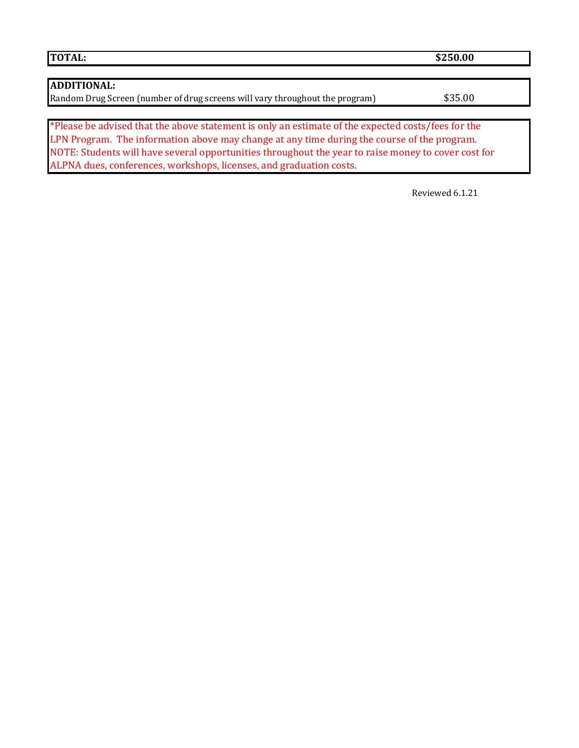| | |
|---|---|
| **TOTAL:** | **$250.00** |

| | |
|---|---|
| **ADDITIONAL:** | |
| Random Drug Screen (number of drug screens will vary throughout the program) | $35.00 |

*Please be advised that the above statement is only an estimate of the expected costs/fees for the LPN Program. The information above may change at any time during the course of the program. NOTE: Students will have several opportunities throughout the year to raise money to cover cost for ALPNA dues, conferences, workshops, licenses, and graduation costs.

Reviewed 6.1.21